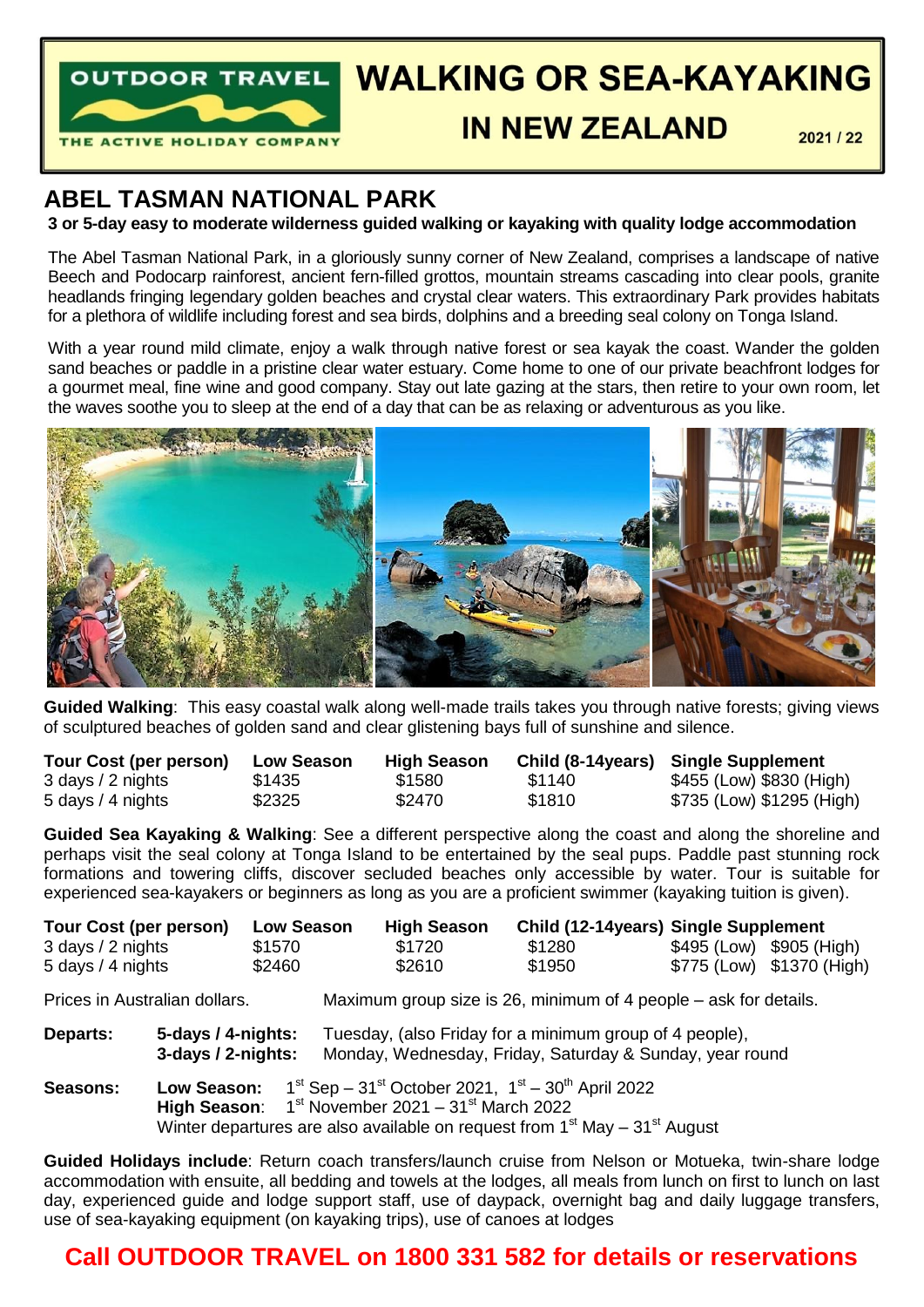OUTDOOR TRAVEL
THE ACTIVE HOLIDAY COMPANY

# WALKING OR SEA-KAYAKING IN NEW ZEALAND

2021 / 22

## ABEL TASMAN NATIONAL PARK

**3 or 5-day easy to moderate wilderness guided walking or kayaking with quality lodge accommodation**

The Abel Tasman National Park, in a gloriously sunny corner of New Zealand, comprises a landscape of native Beech and Podocarp rainforest, ancient fern-filled grottos, mountain streams cascading into clear pools, granite headlands fringing legendary golden beaches and crystal clear waters. This extraordinary Park provides habitats for a plethora of wildlife including forest and sea birds, dolphins and a breeding seal colony on Tonga Island.

With a year round mild climate, enjoy a walk through native forest or sea kayak the coast. Wander the golden sand beaches or paddle in a pristine clear water estuary. Come home to one of our private beachfront lodges for a gourmet meal, fine wine and good company. Stay out late gazing at the stars, then retire to your own room, let the waves soothe you to sleep at the end of a day that can be as relaxing or adventurous as you like.

**Guided Walking**: This easy coastal walk along well-made trails takes you through native forests; giving views of sculptured beaches of golden sand and clear glistening bays full of sunshine and silence.

| Tour Cost (per person) | Low Season | High Season | Child (8-14years) | Single Supplement |
|---|---|---|---|---|
| 3 days / 2 nights | $1435 | $1580 | $1140 | $455 (Low) $830 (High) |
| 5 days / 4 nights | $2325 | $2470 | $1810 | $735 (Low) $1295 (High) |

**Guided Sea Kayaking & Walking**: See a different perspective along the coast and along the shoreline and perhaps visit the seal colony at Tonga Island to be entertained by the seal pups. Paddle past stunning rock formations and towering cliffs, discover secluded beaches only accessible by water. Tour is suitable for experienced sea-kayakers or beginners as long as you are a proficient swimmer (kayaking tuition is given).

| Tour Cost (per person) | Low Season | High Season | Child (12-14years) | Single Supplement |
|---|---|---|---|---|
| 3 days / 2 nights | $1570 | $1720 | $1280 | $495 (Low) $905 (High) |
| 5 days / 4 nights | $2460 | $2610 | $1950 | $775 (Low) $1370 (High) |

Prices in Australian dollars. Maximum group size is 26, minimum of 4 people – ask for details.

**Departs:**
**5-days / 4-nights:** Tuesday, (also Friday for a minimum group of 4 people),
**3-days / 2-nights:** Monday, Wednesday, Friday, Saturday & Sunday, year round

**Seasons:**
**Low Season:** 1st Sep – 31st October 2021, 1st – 30th April 2022
**High Season**: 1st November 2021 – 31st March 2022
Winter departures are also available on request from 1st May – 31st August

**Guided Holidays include**: Return coach transfers/launch cruise from Nelson or Motueka, twin-share lodge accommodation with ensuite, all bedding and towels at the lodges, all meals from lunch on first to lunch on last day, experienced guide and lodge support staff, use of daypack, overnight bag and daily luggage transfers, use of sea-kayaking equipment (on kayaking trips), use of canoes at lodges

## Call OUTDOOR TRAVEL on 1800 331 582 for details or reservations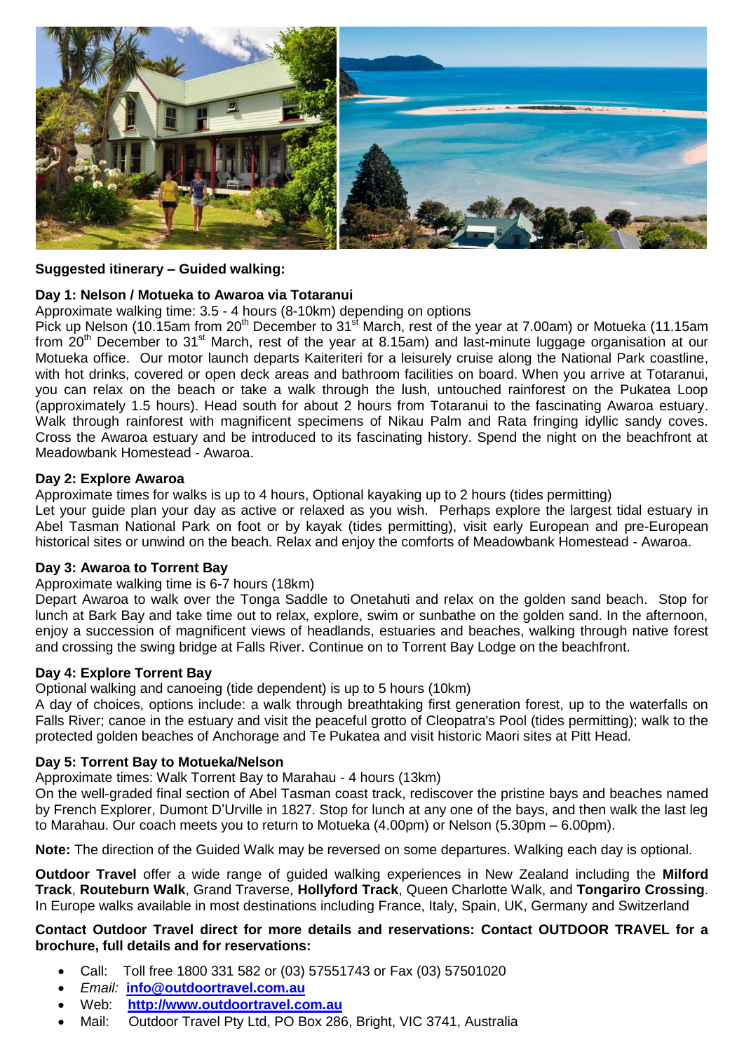**Suggested itinerary – Guided walking:**

**Day 1: Nelson / Motueka to Awaroa via Totaranui**

Approximate walking time: 3.5 - 4 hours (8-10km) depending on options

Pick up Nelson (10.15am from 20th December to 31st March, rest of the year at 7.00am) or Motueka (11.15am from 20th December to 31st March, rest of the year at 8.15am) and last-minute luggage organisation at our Motueka office. Our motor launch departs Kaiteriteri for a leisurely cruise along the National Park coastline, with hot drinks, covered or open deck areas and bathroom facilities on board. When you arrive at Totaranui, you can relax on the beach or take a walk through the lush, untouched rainforest on the Pukatea Loop (approximately 1.5 hours). Head south for about 2 hours from Totaranui to the fascinating Awaroa estuary. Walk through rainforest with magnificent specimens of Nikau Palm and Rata fringing idyllic sandy coves. Cross the Awaroa estuary and be introduced to its fascinating history. Spend the night on the beachfront at Meadowbank Homestead - Awaroa.

**Day 2: Explore Awaroa**

Approximate times for walks is up to 4 hours, Optional kayaking up to 2 hours (tides permitting)

Let your guide plan your day as active or relaxed as you wish. Perhaps explore the largest tidal estuary in Abel Tasman National Park on foot or by kayak (tides permitting), visit early European and pre-European historical sites or unwind on the beach. Relax and enjoy the comforts of Meadowbank Homestead - Awaroa.

**Day 3: Awaroa to Torrent Bay**

Approximate walking time is 6-7 hours (18km)

Depart Awaroa to walk over the Tonga Saddle to Onetahuti and relax on the golden sand beach. Stop for lunch at Bark Bay and take time out to relax, explore, swim or sunbathe on the golden sand. In the afternoon, enjoy a succession of magnificent views of headlands, estuaries and beaches, walking through native forest and crossing the swing bridge at Falls River. Continue on to Torrent Bay Lodge on the beachfront.

**Day 4: Explore Torrent Bay**

Optional walking and canoeing (tide dependent) is up to 5 hours (10km)

A day of choices, options include: a walk through breathtaking first generation forest, up to the waterfalls on Falls River; canoe in the estuary and visit the peaceful grotto of Cleopatra's Pool (tides permitting); walk to the protected golden beaches of Anchorage and Te Pukatea and visit historic Maori sites at Pitt Head.

**Day 5: Torrent Bay to Motueka/Nelson**

Approximate times: Walk Torrent Bay to Marahau - 4 hours (13km)

On the well-graded final section of Abel Tasman coast track, rediscover the pristine bays and beaches named by French Explorer, Dumont D'Urville in 1827. Stop for lunch at any one of the bays, and then walk the last leg to Marahau. Our coach meets you to return to Motueka (4.00pm) or Nelson (5.30pm – 6.00pm).

**Note:** The direction of the Guided Walk may be reversed on some departures. Walking each day is optional.

**Outdoor Travel** offer a wide range of guided walking experiences in New Zealand including the **Milford Track**, **Routeburn Walk**, Grand Traverse, **Hollyford Track**, Queen Charlotte Walk, and **Tongariro Crossing**. In Europe walks available in most destinations including France, Italy, Spain, UK, Germany and Switzerland

**Contact Outdoor Travel direct for more details and reservations: Contact OUTDOOR TRAVEL for a brochure, full details and for reservations:**

- Call: Toll free 1800 331 582 or (03) 57551743 or Fax (03) 57501020
- *Email:* **info@outdoortravel.com.au**
- Web: **http://www.outdoortravel.com.au**
- Mail: Outdoor Travel Pty Ltd, PO Box 286, Bright, VIC 3741, Australia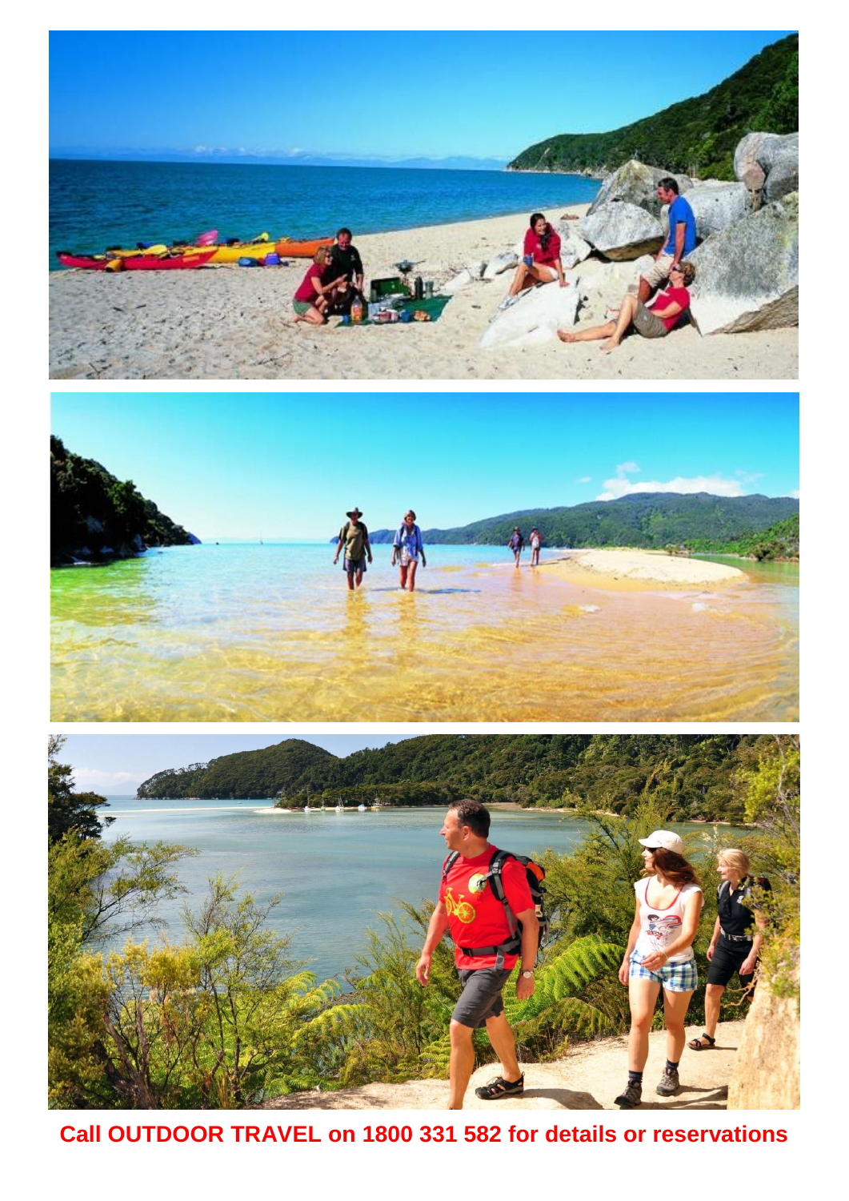**Call OUTDOOR TRAVEL on 1800 331 582 for details or reservations**